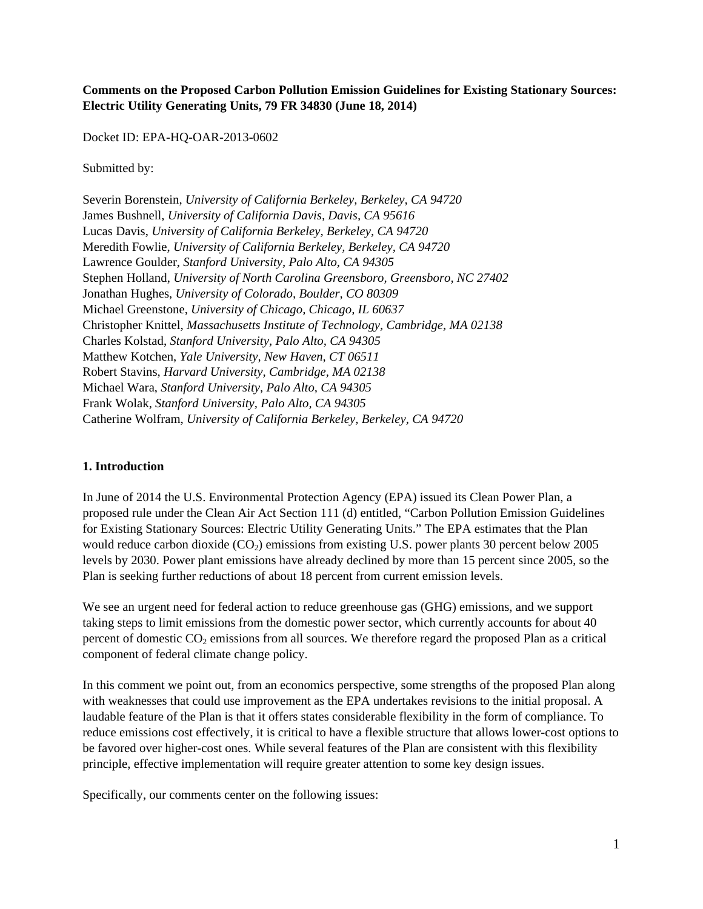**Comments on the Proposed Carbon Pollution Emission Guidelines for Existing Stationary Sources: Electric Utility Generating Units, 79 FR 34830 (June 18, 2014)**

Docket ID: EPA-HQ-OAR-2013-0602

Submitted by:

Severin Borenstein, *University of California Berkeley, Berkeley, CA 94720*
James Bushnell, *University of California Davis, Davis, CA 95616*
Lucas Davis, *University of California Berkeley, Berkeley, CA 94720*
Meredith Fowlie, *University of California Berkeley, Berkeley, CA 94720*
Lawrence Goulder, *Stanford University, Palo Alto, CA 94305*
Stephen Holland, *University of North Carolina Greensboro, Greensboro, NC 27402*
Jonathan Hughes, *University of Colorado, Boulder, CO 80309*
Michael Greenstone, *University of Chicago, Chicago, IL 60637*
Christopher Knittel, *Massachusetts Institute of Technology, Cambridge, MA 02138*
Charles Kolstad, *Stanford University, Palo Alto, CA 94305*
Matthew Kotchen, *Yale University, New Haven, CT 06511*
Robert Stavins, *Harvard University, Cambridge, MA 02138*
Michael Wara, *Stanford University, Palo Alto, CA 94305*
Frank Wolak, *Stanford University, Palo Alto, CA 94305*
Catherine Wolfram, *University of California Berkeley, Berkeley, CA 94720*

## 1. Introduction

In June of 2014 the U.S. Environmental Protection Agency (EPA) issued its Clean Power Plan, a proposed rule under the Clean Air Act Section 111 (d) entitled, "Carbon Pollution Emission Guidelines for Existing Stationary Sources: Electric Utility Generating Units." The EPA estimates that the Plan would reduce carbon dioxide ($CO_2$) emissions from existing U.S. power plants 30 percent below 2005 levels by 2030. Power plant emissions have already declined by more than 15 percent since 2005, so the Plan is seeking further reductions of about 18 percent from current emission levels.

We see an urgent need for federal action to reduce greenhouse gas (GHG) emissions, and we support taking steps to limit emissions from the domestic power sector, which currently accounts for about 40 percent of domestic $CO_2$ emissions from all sources. We therefore regard the proposed Plan as a critical component of federal climate change policy.

In this comment we point out, from an economics perspective, some strengths of the proposed Plan along with weaknesses that could use improvement as the EPA undertakes revisions to the initial proposal. A laudable feature of the Plan is that it offers states considerable flexibility in the form of compliance. To reduce emissions cost effectively, it is critical to have a flexible structure that allows lower-cost options to be favored over higher-cost ones. While several features of the Plan are consistent with this flexibility principle, effective implementation will require greater attention to some key design issues.

Specifically, our comments center on the following issues: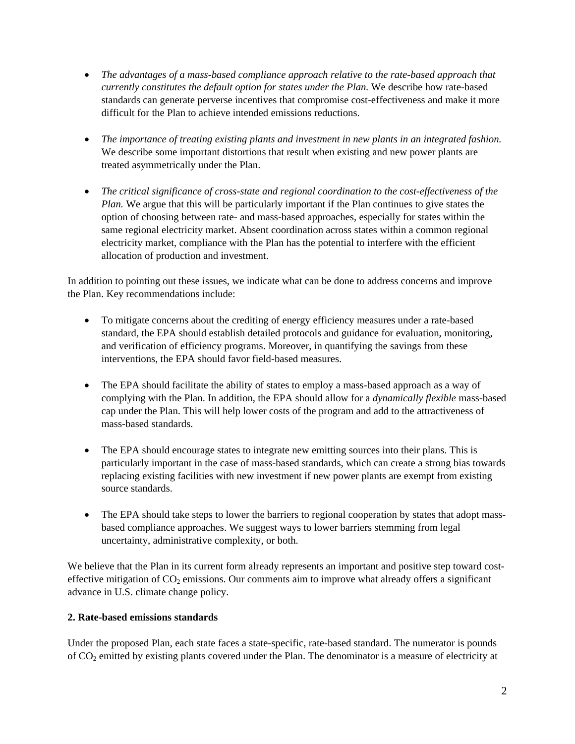- *The advantages of a mass-based compliance approach relative to the rate-based approach that currently constitutes the default option for states under the Plan.* We describe how rate-based standards can generate perverse incentives that compromise cost-effectiveness and make it more difficult for the Plan to achieve intended emissions reductions.

- *The importance of treating existing plants and investment in new plants in an integrated fashion.* We describe some important distortions that result when existing and new power plants are treated asymmetrically under the Plan.

- *The critical significance of cross-state and regional coordination to the cost-effectiveness of the Plan.* We argue that this will be particularly important if the Plan continues to give states the option of choosing between rate- and mass-based approaches, especially for states within the same regional electricity market. Absent coordination across states within a common regional electricity market, compliance with the Plan has the potential to interfere with the efficient allocation of production and investment.

In addition to pointing out these issues, we indicate what can be done to address concerns and improve the Plan. Key recommendations include:

- To mitigate concerns about the crediting of energy efficiency measures under a rate-based standard, the EPA should establish detailed protocols and guidance for evaluation, monitoring, and verification of efficiency programs. Moreover, in quantifying the savings from these interventions, the EPA should favor field-based measures.

- The EPA should facilitate the ability of states to employ a mass-based approach as a way of complying with the Plan. In addition, the EPA should allow for a *dynamically flexible* mass-based cap under the Plan. This will help lower costs of the program and add to the attractiveness of mass-based standards.

- The EPA should encourage states to integrate new emitting sources into their plans. This is particularly important in the case of mass-based standards, which can create a strong bias towards replacing existing facilities with new investment if new power plants are exempt from existing source standards.

- The EPA should take steps to lower the barriers to regional cooperation by states that adopt mass-based compliance approaches. We suggest ways to lower barriers stemming from legal uncertainty, administrative complexity, or both.

We believe that the Plan in its current form already represents an important and positive step toward cost-effective mitigation of $CO_2$ emissions. Our comments aim to improve what already offers a significant advance in U.S. climate change policy.

**2. Rate-based emissions standards**

Under the proposed Plan, each state faces a state-specific, rate-based standard. The numerator is pounds of $CO_2$ emitted by existing plants covered under the Plan. The denominator is a measure of electricity at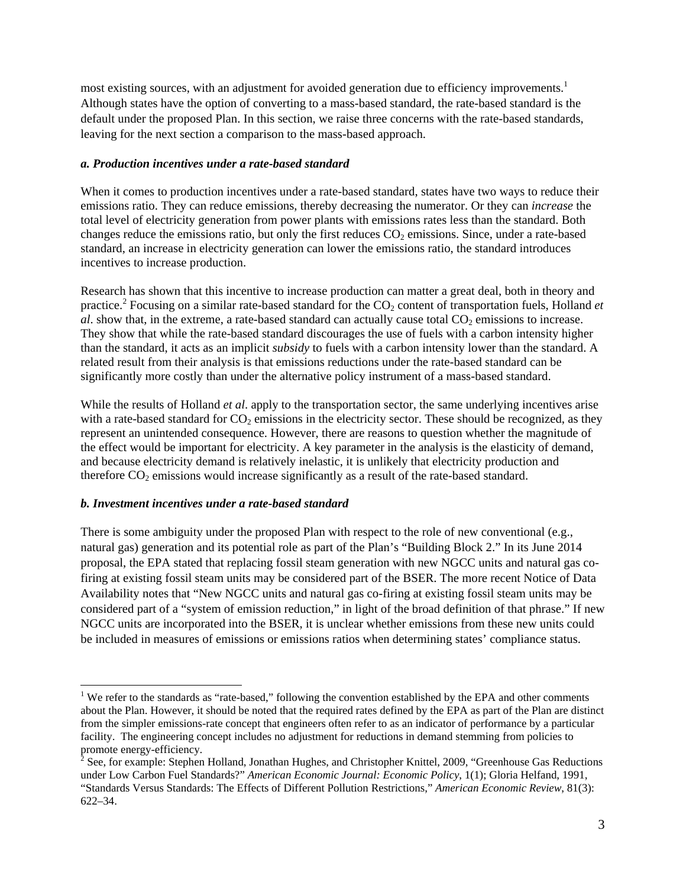most existing sources, with an adjustment for avoided generation due to efficiency improvements.[1] Although states have the option of converting to a mass-based standard, the rate-based standard is the default under the proposed Plan. In this section, we raise three concerns with the rate-based standards, leaving for the next section a comparison to the mass-based approach.

### *a. Production incentives under a rate-based standard*

When it comes to production incentives under a rate-based standard, states have two ways to reduce their emissions ratio. They can reduce emissions, thereby decreasing the numerator. Or they can *increase* the total level of electricity generation from power plants with emissions rates less than the standard. Both changes reduce the emissions ratio, but only the first reduces $CO_2$ emissions. Since, under a rate-based standard, an increase in electricity generation can lower the emissions ratio, the standard introduces incentives to increase production.

Research has shown that this incentive to increase production can matter a great deal, both in theory and practice.[2] Focusing on a similar rate-based standard for the $CO_2$ content of transportation fuels, Holland *et al*. show that, in the extreme, a rate-based standard can actually cause total $CO_2$ emissions to increase. They show that while the rate-based standard discourages the use of fuels with a carbon intensity higher than the standard, it acts as an implicit *subsidy* to fuels with a carbon intensity lower than the standard. A related result from their analysis is that emissions reductions under the rate-based standard can be significantly more costly than under the alternative policy instrument of a mass-based standard.

While the results of Holland *et al*. apply to the transportation sector, the same underlying incentives arise with a rate-based standard for $CO_2$ emissions in the electricity sector. These should be recognized, as they represent an unintended consequence. However, there are reasons to question whether the magnitude of the effect would be important for electricity. A key parameter in the analysis is the elasticity of demand, and because electricity demand is relatively inelastic, it is unlikely that electricity production and therefore $CO_2$ emissions would increase significantly as a result of the rate-based standard.

### *b. Investment incentives under a rate-based standard*

There is some ambiguity under the proposed Plan with respect to the role of new conventional (e.g., natural gas) generation and its potential role as part of the Plan's "Building Block 2." In its June 2014 proposal, the EPA stated that replacing fossil steam generation with new NGCC units and natural gas co-firing at existing fossil steam units may be considered part of the BSER. The more recent Notice of Data Availability notes that "New NGCC units and natural gas co-firing at existing fossil steam units may be considered part of a "system of emission reduction," in light of the broad definition of that phrase." If new NGCC units are incorporated into the BSER, it is unclear whether emissions from these new units could be included in measures of emissions or emissions ratios when determining states' compliance status.

---

[1] We refer to the standards as "rate-based," following the convention established by the EPA and other comments about the Plan. However, it should be noted that the required rates defined by the EPA as part of the Plan are distinct from the simpler emissions-rate concept that engineers often refer to as an indicator of performance by a particular facility. The engineering concept includes no adjustment for reductions in demand stemming from policies to promote energy-efficiency.

[2] See, for example: Stephen Holland, Jonathan Hughes, and Christopher Knittel, 2009, "Greenhouse Gas Reductions under Low Carbon Fuel Standards?" *American Economic Journal: Economic Policy*, 1(1); Gloria Helfand, 1991, "Standards Versus Standards: The Effects of Different Pollution Restrictions," *American Economic Review*, 81(3): 622–34.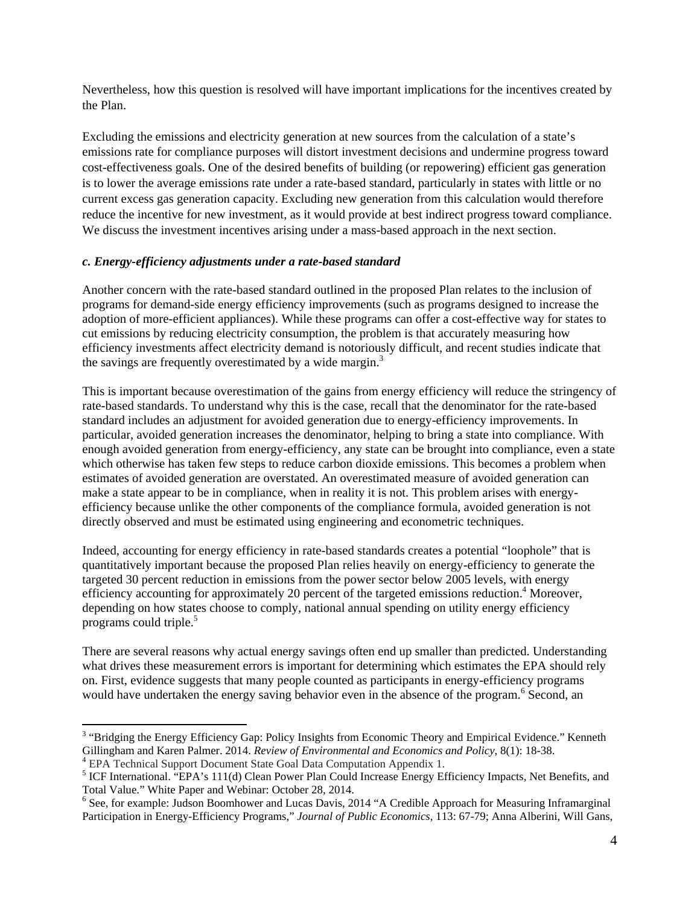Nevertheless, how this question is resolved will have important implications for the incentives created by the Plan.

Excluding the emissions and electricity generation at new sources from the calculation of a state's emissions rate for compliance purposes will distort investment decisions and undermine progress toward cost-effectiveness goals. One of the desired benefits of building (or repowering) efficient gas generation is to lower the average emissions rate under a rate-based standard, particularly in states with little or no current excess gas generation capacity. Excluding new generation from this calculation would therefore reduce the incentive for new investment, as it would provide at best indirect progress toward compliance. We discuss the investment incentives arising under a mass-based approach in the next section.

### *c. Energy-efficiency adjustments under a rate-based standard*

Another concern with the rate-based standard outlined in the proposed Plan relates to the inclusion of programs for demand-side energy efficiency improvements (such as programs designed to increase the adoption of more-efficient appliances). While these programs can offer a cost-effective way for states to cut emissions by reducing electricity consumption, the problem is that accurately measuring how efficiency investments affect electricity demand is notoriously difficult, and recent studies indicate that the savings are frequently overestimated by a wide margin.[3]

This is important because overestimation of the gains from energy efficiency will reduce the stringency of rate-based standards. To understand why this is the case, recall that the denominator for the rate-based standard includes an adjustment for avoided generation due to energy-efficiency improvements. In particular, avoided generation increases the denominator, helping to bring a state into compliance. With enough avoided generation from energy-efficiency, any state can be brought into compliance, even a state which otherwise has taken few steps to reduce carbon dioxide emissions. This becomes a problem when estimates of avoided generation are overstated. An overestimated measure of avoided generation can make a state appear to be in compliance, when in reality it is not. This problem arises with energy-efficiency because unlike the other components of the compliance formula, avoided generation is not directly observed and must be estimated using engineering and econometric techniques.

Indeed, accounting for energy efficiency in rate-based standards creates a potential "loophole" that is quantitatively important because the proposed Plan relies heavily on energy-efficiency to generate the targeted 30 percent reduction in emissions from the power sector below 2005 levels, with energy efficiency accounting for approximately 20 percent of the targeted emissions reduction.[4] Moreover, depending on how states choose to comply, national annual spending on utility energy efficiency programs could triple.[5]

There are several reasons why actual energy savings often end up smaller than predicted. Understanding what drives these measurement errors is important for determining which estimates the EPA should rely on. First, evidence suggests that many people counted as participants in energy-efficiency programs would have undertaken the energy saving behavior even in the absence of the program.[6] Second, an

---

[3] "Bridging the Energy Efficiency Gap: Policy Insights from Economic Theory and Empirical Evidence." Kenneth Gillingham and Karen Palmer. 2014. *Review of Environmental and Economics and Policy*, 8(1): 18-38.

[4] EPA Technical Support Document State Goal Data Computation Appendix 1.

[5] ICF International. "EPA's 111(d) Clean Power Plan Could Increase Energy Efficiency Impacts, Net Benefits, and Total Value." White Paper and Webinar: October 28, 2014.

[6] See, for example: Judson Boomhower and Lucas Davis, 2014 "A Credible Approach for Measuring Inframarginal Participation in Energy-Efficiency Programs," *Journal of Public Economics*, 113: 67-79; Anna Alberini, Will Gans,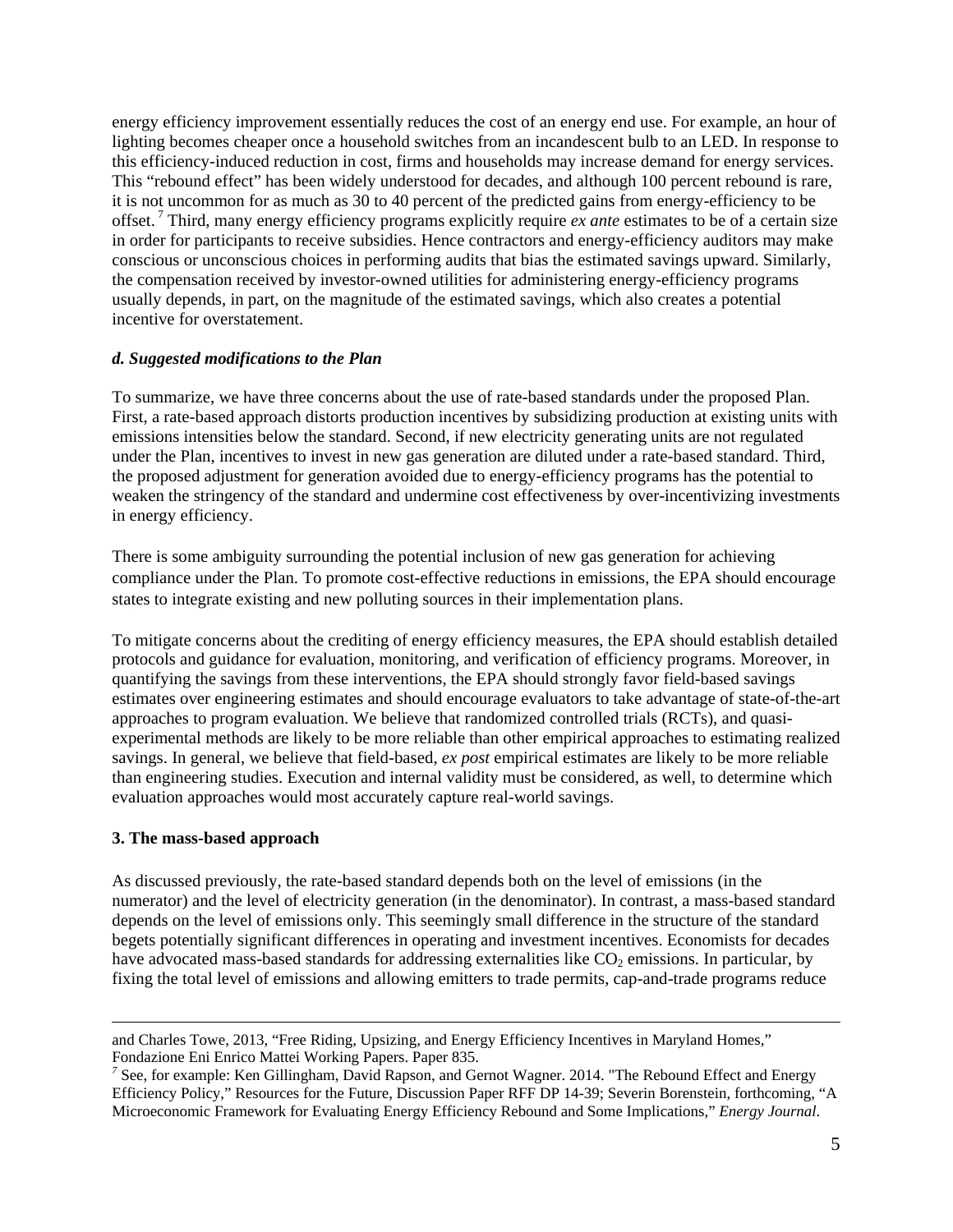energy efficiency improvement essentially reduces the cost of an energy end use. For example, an hour of lighting becomes cheaper once a household switches from an incandescent bulb to an LED. In response to this efficiency-induced reduction in cost, firms and households may increase demand for energy services. This "rebound effect" has been widely understood for decades, and although 100 percent rebound is rare, it is not uncommon for as much as 30 to 40 percent of the predicted gains from energy-efficiency to be offset.[7] Third, many energy efficiency programs explicitly require *ex ante* estimates to be of a certain size in order for participants to receive subsidies. Hence contractors and energy-efficiency auditors may make conscious or unconscious choices in performing audits that bias the estimated savings upward. Similarly, the compensation received by investor-owned utilities for administering energy-efficiency programs usually depends, in part, on the magnitude of the estimated savings, which also creates a potential incentive for overstatement.

#### *d. Suggested modifications to the Plan*

To summarize, we have three concerns about the use of rate-based standards under the proposed Plan. First, a rate-based approach distorts production incentives by subsidizing production at existing units with emissions intensities below the standard. Second, if new electricity generating units are not regulated under the Plan, incentives to invest in new gas generation are diluted under a rate-based standard. Third, the proposed adjustment for generation avoided due to energy-efficiency programs has the potential to weaken the stringency of the standard and undermine cost effectiveness by over-incentivizing investments in energy efficiency.

There is some ambiguity surrounding the potential inclusion of new gas generation for achieving compliance under the Plan. To promote cost-effective reductions in emissions, the EPA should encourage states to integrate existing and new polluting sources in their implementation plans.

To mitigate concerns about the crediting of energy efficiency measures, the EPA should establish detailed protocols and guidance for evaluation, monitoring, and verification of efficiency programs. Moreover, in quantifying the savings from these interventions, the EPA should strongly favor field-based savings estimates over engineering estimates and should encourage evaluators to take advantage of state-of-the-art approaches to program evaluation. We believe that randomized controlled trials (RCTs), and quasi-experimental methods are likely to be more reliable than other empirical approaches to estimating realized savings. In general, we believe that field-based, *ex post* empirical estimates are likely to be more reliable than engineering studies. Execution and internal validity must be considered, as well, to determine which evaluation approaches would most accurately capture real-world savings.

### 3. The mass-based approach

As discussed previously, the rate-based standard depends both on the level of emissions (in the numerator) and the level of electricity generation (in the denominator). In contrast, a mass-based standard depends on the level of emissions only. This seemingly small difference in the structure of the standard begets potentially significant differences in operating and investment incentives. Economists for decades have advocated mass-based standards for addressing externalities like $CO_2$ emissions. In particular, by fixing the total level of emissions and allowing emitters to trade permits, cap-and-trade programs reduce

---

and Charles Towe, 2013, "Free Riding, Upsizing, and Energy Efficiency Incentives in Maryland Homes," Fondazione Eni Enrico Mattei Working Papers. Paper 835.

[7] See, for example: Ken Gillingham, David Rapson, and Gernot Wagner. 2014. "The Rebound Effect and Energy Efficiency Policy," Resources for the Future, Discussion Paper RFF DP 14-39; Severin Borenstein, forthcoming, "A Microeconomic Framework for Evaluating Energy Efficiency Rebound and Some Implications," *Energy Journal*.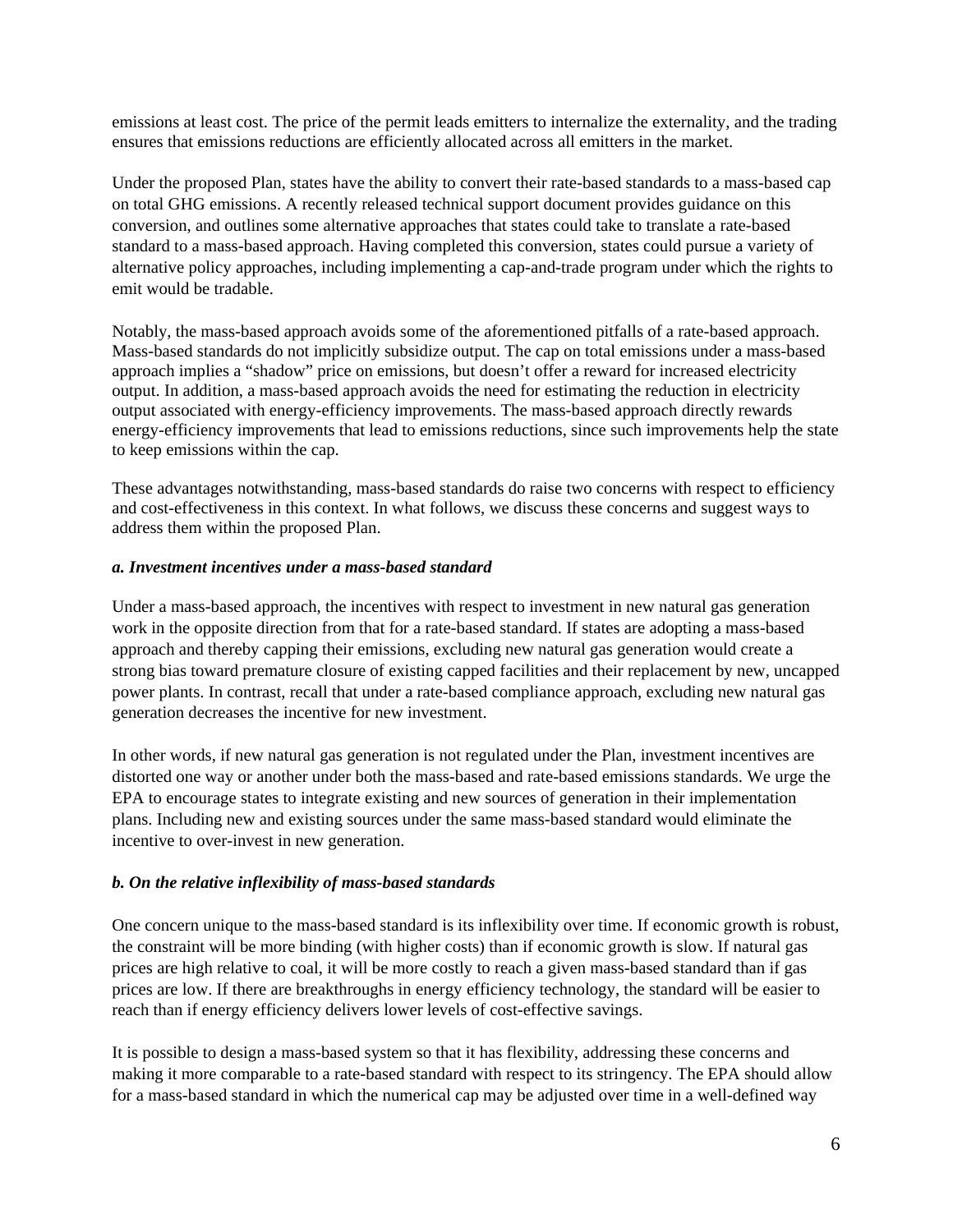emissions at least cost. The price of the permit leads emitters to internalize the externality, and the trading ensures that emissions reductions are efficiently allocated across all emitters in the market.

Under the proposed Plan, states have the ability to convert their rate-based standards to a mass-based cap on total GHG emissions. A recently released technical support document provides guidance on this conversion, and outlines some alternative approaches that states could take to translate a rate-based standard to a mass-based approach. Having completed this conversion, states could pursue a variety of alternative policy approaches, including implementing a cap-and-trade program under which the rights to emit would be tradable.

Notably, the mass-based approach avoids some of the aforementioned pitfalls of a rate-based approach. Mass-based standards do not implicitly subsidize output. The cap on total emissions under a mass-based approach implies a "shadow" price on emissions, but doesn't offer a reward for increased electricity output. In addition, a mass-based approach avoids the need for estimating the reduction in electricity output associated with energy-efficiency improvements. The mass-based approach directly rewards energy-efficiency improvements that lead to emissions reductions, since such improvements help the state to keep emissions within the cap.

These advantages notwithstanding, mass-based standards do raise two concerns with respect to efficiency and cost-effectiveness in this context. In what follows, we discuss these concerns and suggest ways to address them within the proposed Plan.

***a. Investment incentives under a mass-based standard***

Under a mass-based approach, the incentives with respect to investment in new natural gas generation work in the opposite direction from that for a rate-based standard. If states are adopting a mass-based approach and thereby capping their emissions, excluding new natural gas generation would create a strong bias toward premature closure of existing capped facilities and their replacement by new, uncapped power plants. In contrast, recall that under a rate-based compliance approach, excluding new natural gas generation decreases the incentive for new investment.

In other words, if new natural gas generation is not regulated under the Plan, investment incentives are distorted one way or another under both the mass-based and rate-based emissions standards. We urge the EPA to encourage states to integrate existing and new sources of generation in their implementation plans. Including new and existing sources under the same mass-based standard would eliminate the incentive to over-invest in new generation.

***b. On the relative inflexibility of mass-based standards***

One concern unique to the mass-based standard is its inflexibility over time. If economic growth is robust, the constraint will be more binding (with higher costs) than if economic growth is slow. If natural gas prices are high relative to coal, it will be more costly to reach a given mass-based standard than if gas prices are low. If there are breakthroughs in energy efficiency technology, the standard will be easier to reach than if energy efficiency delivers lower levels of cost-effective savings.

It is possible to design a mass-based system so that it has flexibility, addressing these concerns and making it more comparable to a rate-based standard with respect to its stringency. The EPA should allow for a mass-based standard in which the numerical cap may be adjusted over time in a well-defined way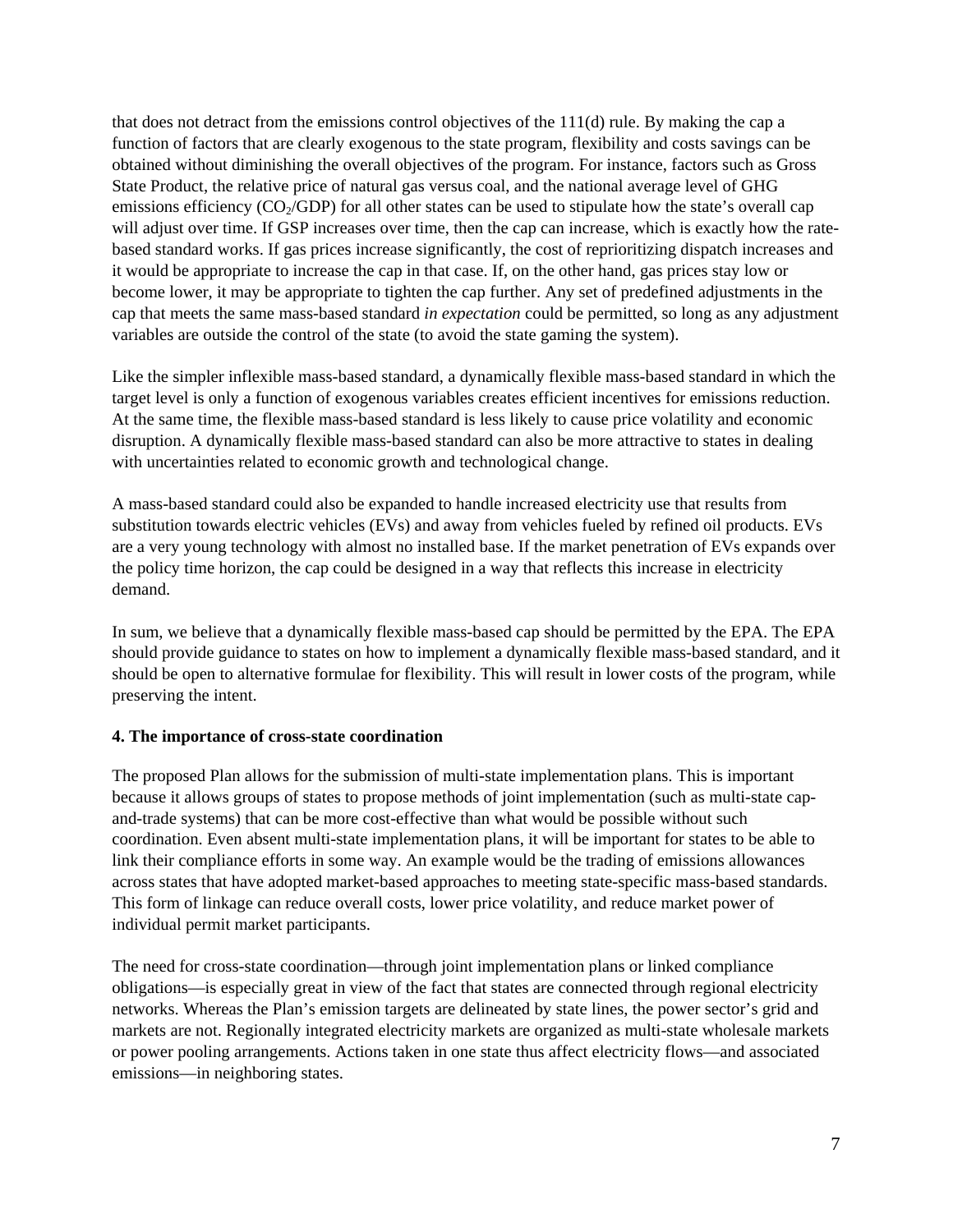that does not detract from the emissions control objectives of the 111(d) rule. By making the cap a function of factors that are clearly exogenous to the state program, flexibility and costs savings can be obtained without diminishing the overall objectives of the program. For instance, factors such as Gross State Product, the relative price of natural gas versus coal, and the national average level of GHG emissions efficiency ($CO_2$/GDP) for all other states can be used to stipulate how the state's overall cap will adjust over time. If GSP increases over time, then the cap can increase, which is exactly how the rate-based standard works. If gas prices increase significantly, the cost of reprioritizing dispatch increases and it would be appropriate to increase the cap in that case. If, on the other hand, gas prices stay low or become lower, it may be appropriate to tighten the cap further. Any set of predefined adjustments in the cap that meets the same mass-based standard *in expectation* could be permitted, so long as any adjustment variables are outside the control of the state (to avoid the state gaming the system).

Like the simpler inflexible mass-based standard, a dynamically flexible mass-based standard in which the target level is only a function of exogenous variables creates efficient incentives for emissions reduction. At the same time, the flexible mass-based standard is less likely to cause price volatility and economic disruption. A dynamically flexible mass-based standard can also be more attractive to states in dealing with uncertainties related to economic growth and technological change.

A mass-based standard could also be expanded to handle increased electricity use that results from substitution towards electric vehicles (EVs) and away from vehicles fueled by refined oil products. EVs are a very young technology with almost no installed base. If the market penetration of EVs expands over the policy time horizon, the cap could be designed in a way that reflects this increase in electricity demand.

In sum, we believe that a dynamically flexible mass-based cap should be permitted by the EPA. The EPA should provide guidance to states on how to implement a dynamically flexible mass-based standard, and it should be open to alternative formulae for flexibility. This will result in lower costs of the program, while preserving the intent.

**4. The importance of cross-state coordination**

The proposed Plan allows for the submission of multi-state implementation plans. This is important because it allows groups of states to propose methods of joint implementation (such as multi-state cap-and-trade systems) that can be more cost-effective than what would be possible without such coordination. Even absent multi-state implementation plans, it will be important for states to be able to link their compliance efforts in some way. An example would be the trading of emissions allowances across states that have adopted market-based approaches to meeting state-specific mass-based standards. This form of linkage can reduce overall costs, lower price volatility, and reduce market power of individual permit market participants.

The need for cross-state coordination—through joint implementation plans or linked compliance obligations—is especially great in view of the fact that states are connected through regional electricity networks. Whereas the Plan's emission targets are delineated by state lines, the power sector's grid and markets are not. Regionally integrated electricity markets are organized as multi-state wholesale markets or power pooling arrangements. Actions taken in one state thus affect electricity flows—and associated emissions—in neighboring states.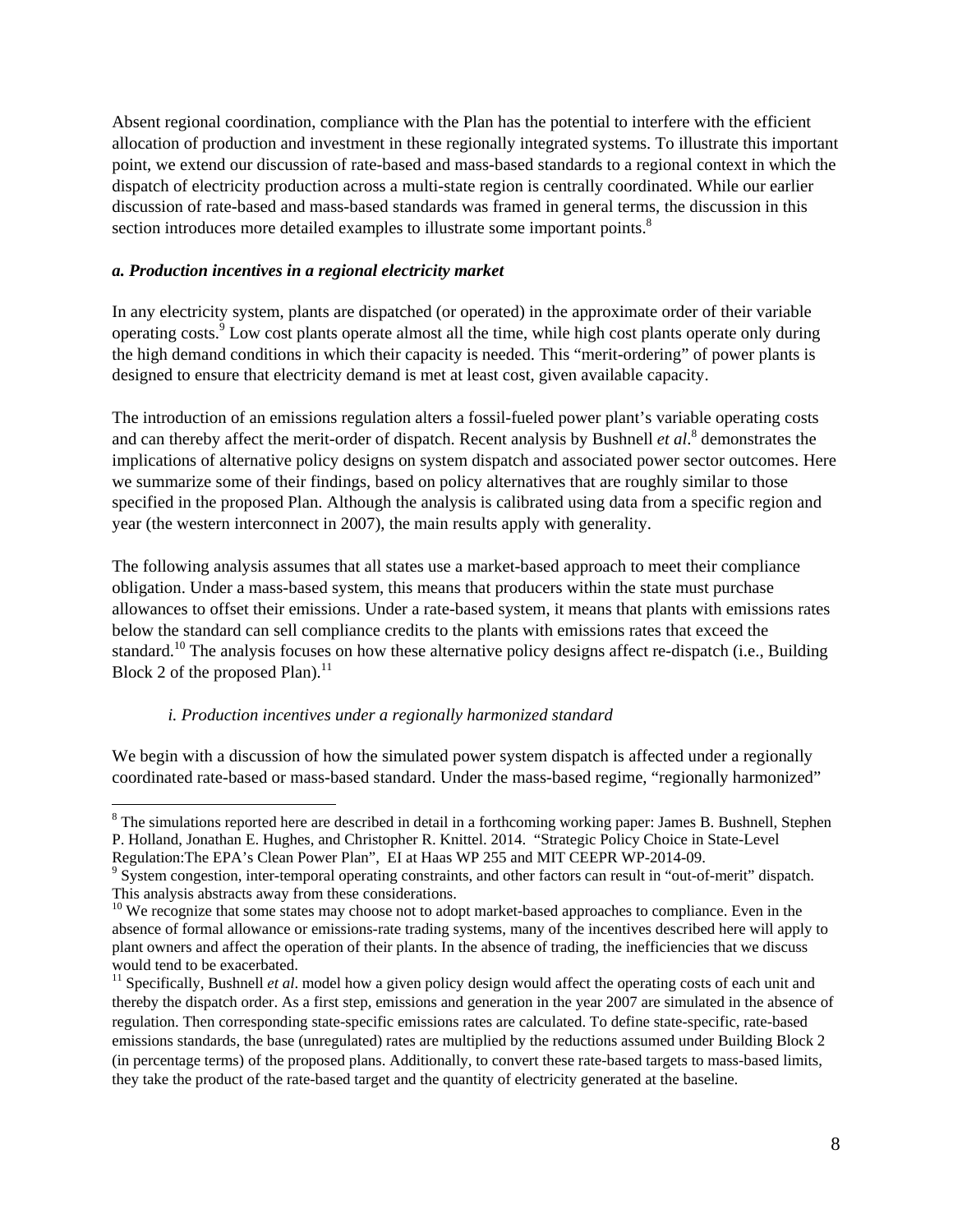Absent regional coordination, compliance with the Plan has the potential to interfere with the efficient allocation of production and investment in these regionally integrated systems. To illustrate this important point, we extend our discussion of rate-based and mass-based standards to a regional context in which the dispatch of electricity production across a multi-state region is centrally coordinated. While our earlier discussion of rate-based and mass-based standards was framed in general terms, the discussion in this section introduces more detailed examples to illustrate some important points.[8]

***a. Production incentives in a regional electricity market***

In any electricity system, plants are dispatched (or operated) in the approximate order of their variable operating costs.[9] Low cost plants operate almost all the time, while high cost plants operate only during the high demand conditions in which their capacity is needed. This "merit-ordering" of power plants is designed to ensure that electricity demand is met at least cost, given available capacity.

The introduction of an emissions regulation alters a fossil-fueled power plant's variable operating costs and can thereby affect the merit-order of dispatch. Recent analysis by Bushnell *et al*.[8] demonstrates the implications of alternative policy designs on system dispatch and associated power sector outcomes. Here we summarize some of their findings, based on policy alternatives that are roughly similar to those specified in the proposed Plan. Although the analysis is calibrated using data from a specific region and year (the western interconnect in 2007), the main results apply with generality.

The following analysis assumes that all states use a market-based approach to meet their compliance obligation. Under a mass-based system, this means that producers within the state must purchase allowances to offset their emissions. Under a rate-based system, it means that plants with emissions rates below the standard can sell compliance credits to the plants with emissions rates that exceed the standard.[10] The analysis focuses on how these alternative policy designs affect re-dispatch (i.e., Building Block 2 of the proposed Plan).[11]

*i. Production incentives under a regionally harmonized standard*

We begin with a discussion of how the simulated power system dispatch is affected under a regionally coordinated rate-based or mass-based standard. Under the mass-based regime, "regionally harmonized"

---

[8] The simulations reported here are described in detail in a forthcoming working paper: James B. Bushnell, Stephen P. Holland, Jonathan E. Hughes, and Christopher R. Knittel. 2014. "Strategic Policy Choice in State-Level Regulation:The EPA's Clean Power Plan", EI at Haas WP 255 and MIT CEEPR WP-2014-09.

[9] System congestion, inter-temporal operating constraints, and other factors can result in "out-of-merit" dispatch. This analysis abstracts away from these considerations.

[10] We recognize that some states may choose not to adopt market-based approaches to compliance. Even in the absence of formal allowance or emissions-rate trading systems, many of the incentives described here will apply to plant owners and affect the operation of their plants. In the absence of trading, the inefficiencies that we discuss would tend to be exacerbated.

[11] Specifically, Bushnell *et al*. model how a given policy design would affect the operating costs of each unit and thereby the dispatch order. As a first step, emissions and generation in the year 2007 are simulated in the absence of regulation. Then corresponding state-specific emissions rates are calculated. To define state-specific, rate-based emissions standards, the base (unregulated) rates are multiplied by the reductions assumed under Building Block 2 (in percentage terms) of the proposed plans. Additionally, to convert these rate-based targets to mass-based limits, they take the product of the rate-based target and the quantity of electricity generated at the baseline.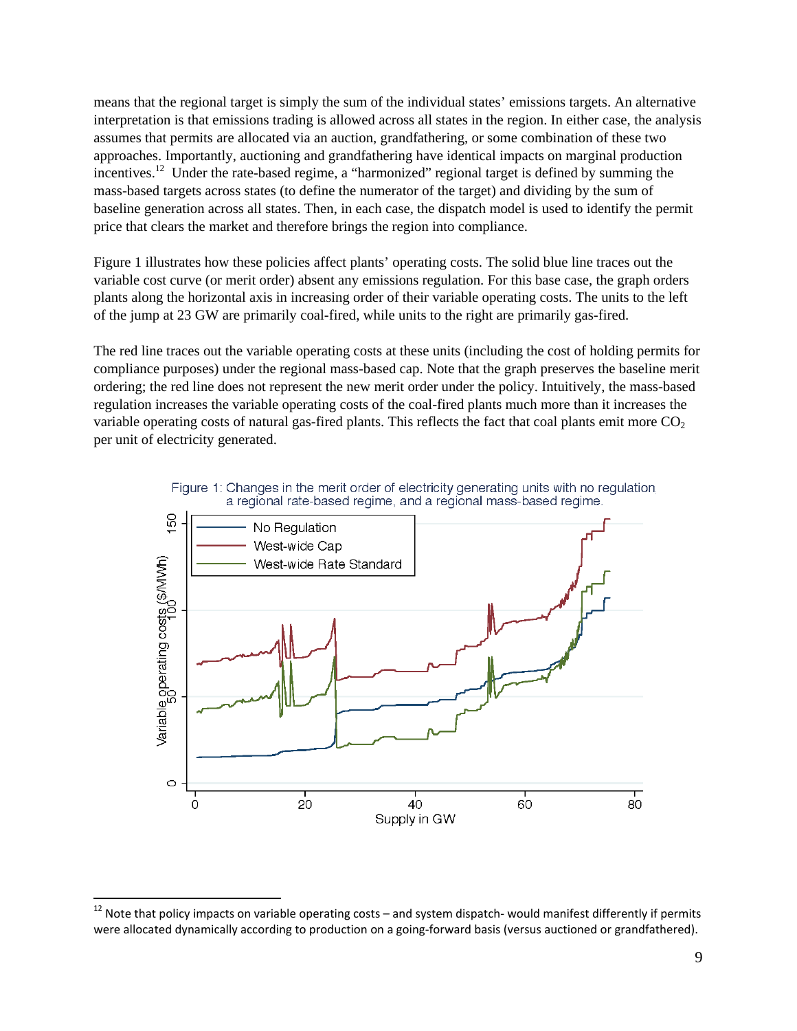means that the regional target is simply the sum of the individual states' emissions targets. An alternative interpretation is that emissions trading is allowed across all states in the region. In either case, the analysis assumes that permits are allocated via an auction, grandfathering, or some combination of these two approaches. Importantly, auctioning and grandfathering have identical impacts on marginal production incentives.[12] Under the rate-based regime, a "harmonized" regional target is defined by summing the mass-based targets across states (to define the numerator of the target) and dividing by the sum of baseline generation across all states. Then, in each case, the dispatch model is used to identify the permit price that clears the market and therefore brings the region into compliance.

Figure 1 illustrates how these policies affect plants' operating costs. The solid blue line traces out the variable cost curve (or merit order) absent any emissions regulation. For this base case, the graph orders plants along the horizontal axis in increasing order of their variable operating costs. The units to the left of the jump at 23 GW are primarily coal-fired, while units to the right are primarily gas-fired.

The red line traces out the variable operating costs at these units (including the cost of holding permits for compliance purposes) under the regional mass-based cap. Note that the graph preserves the baseline merit ordering; the red line does not represent the new merit order under the policy. Intuitively, the mass-based regulation increases the variable operating costs of the coal-fired plants much more than it increases the variable operating costs of natural gas-fired plants. This reflects the fact that coal plants emit more $CO_2$ per unit of electricity generated.

Figure 1: Changes in the merit order of electricity generating units with no regulation, a regional rate-based regime, and a regional mass-based regime.

[12] Note that policy impacts on variable operating costs – and system dispatch- would manifest differently if permits were allocated dynamically according to production on a going-forward basis (versus auctioned or grandfathered).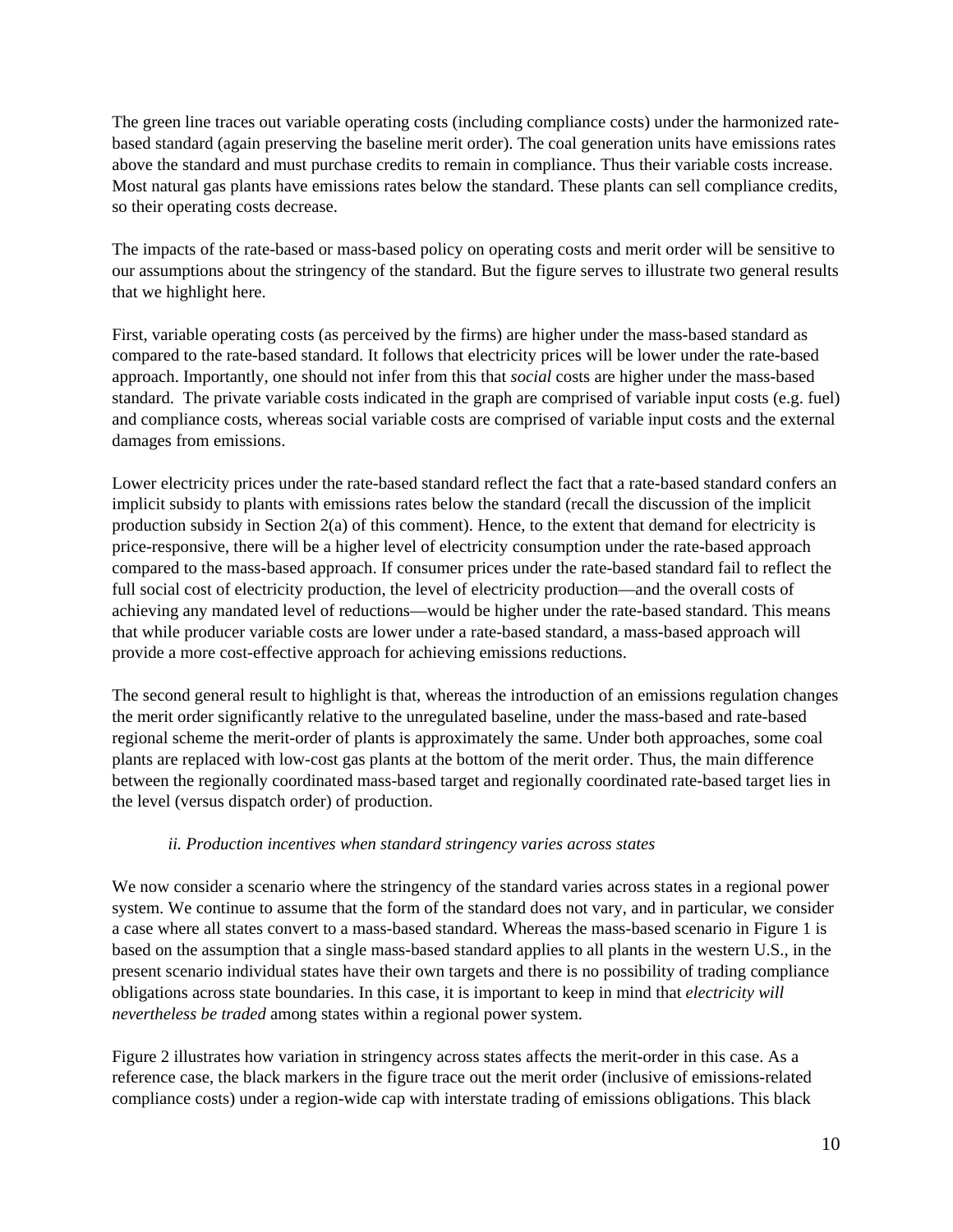The green line traces out variable operating costs (including compliance costs) under the harmonized rate-based standard (again preserving the baseline merit order). The coal generation units have emissions rates above the standard and must purchase credits to remain in compliance. Thus their variable costs increase. Most natural gas plants have emissions rates below the standard. These plants can sell compliance credits, so their operating costs decrease.

The impacts of the rate-based or mass-based policy on operating costs and merit order will be sensitive to our assumptions about the stringency of the standard. But the figure serves to illustrate two general results that we highlight here.

First, variable operating costs (as perceived by the firms) are higher under the mass-based standard as compared to the rate-based standard. It follows that electricity prices will be lower under the rate-based approach. Importantly, one should not infer from this that *social* costs are higher under the mass-based standard. The private variable costs indicated in the graph are comprised of variable input costs (e.g. fuel) and compliance costs, whereas social variable costs are comprised of variable input costs and the external damages from emissions.

Lower electricity prices under the rate-based standard reflect the fact that a rate-based standard confers an implicit subsidy to plants with emissions rates below the standard (recall the discussion of the implicit production subsidy in Section 2(a) of this comment). Hence, to the extent that demand for electricity is price-responsive, there will be a higher level of electricity consumption under the rate-based approach compared to the mass-based approach. If consumer prices under the rate-based standard fail to reflect the full social cost of electricity production, the level of electricity production—and the overall costs of achieving any mandated level of reductions—would be higher under the rate-based standard. This means that while producer variable costs are lower under a rate-based standard, a mass-based approach will provide a more cost-effective approach for achieving emissions reductions.

The second general result to highlight is that, whereas the introduction of an emissions regulation changes the merit order significantly relative to the unregulated baseline, under the mass-based and rate-based regional scheme the merit-order of plants is approximately the same. Under both approaches, some coal plants are replaced with low-cost gas plants at the bottom of the merit order. Thus, the main difference between the regionally coordinated mass-based target and regionally coordinated rate-based target lies in the level (versus dispatch order) of production.

*ii. Production incentives when standard stringency varies across states*

We now consider a scenario where the stringency of the standard varies across states in a regional power system. We continue to assume that the form of the standard does not vary, and in particular, we consider a case where all states convert to a mass-based standard. Whereas the mass-based scenario in Figure 1 is based on the assumption that a single mass-based standard applies to all plants in the western U.S., in the present scenario individual states have their own targets and there is no possibility of trading compliance obligations across state boundaries. In this case, it is important to keep in mind that *electricity will nevertheless be traded* among states within a regional power system.

Figure 2 illustrates how variation in stringency across states affects the merit-order in this case. As a reference case, the black markers in the figure trace out the merit order (inclusive of emissions-related compliance costs) under a region-wide cap with interstate trading of emissions obligations. This black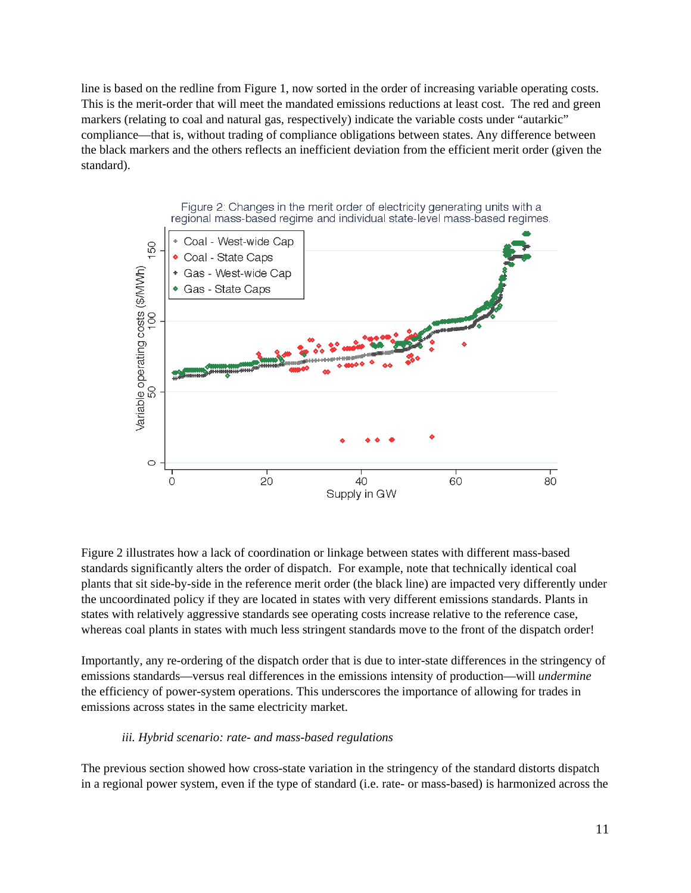line is based on the redline from Figure 1, now sorted in the order of increasing variable operating costs. This is the merit-order that will meet the mandated emissions reductions at least cost. The red and green markers (relating to coal and natural gas, respectively) indicate the variable costs under "autarkic" compliance—that is, without trading of compliance obligations between states. Any difference between the black markers and the others reflects an inefficient deviation from the efficient merit order (given the standard).

Figure 2: Changes in the merit order of electricity generating units with a regional mass-based regime and individual state-level mass-based regimes.

Figure 2 illustrates how a lack of coordination or linkage between states with different mass-based standards significantly alters the order of dispatch. For example, note that technically identical coal plants that sit side-by-side in the reference merit order (the black line) are impacted very differently under the uncoordinated policy if they are located in states with very different emissions standards. Plants in states with relatively aggressive standards see operating costs increase relative to the reference case, whereas coal plants in states with much less stringent standards move to the front of the dispatch order!

Importantly, any re-ordering of the dispatch order that is due to inter-state differences in the stringency of emissions standards—versus real differences in the emissions intensity of production—will *undermine* the efficiency of power-system operations. This underscores the importance of allowing for trades in emissions across states in the same electricity market.

### *iii. Hybrid scenario: rate- and mass-based regulations*

The previous section showed how cross-state variation in the stringency of the standard distorts dispatch in a regional power system, even if the type of standard (i.e. rate- or mass-based) is harmonized across the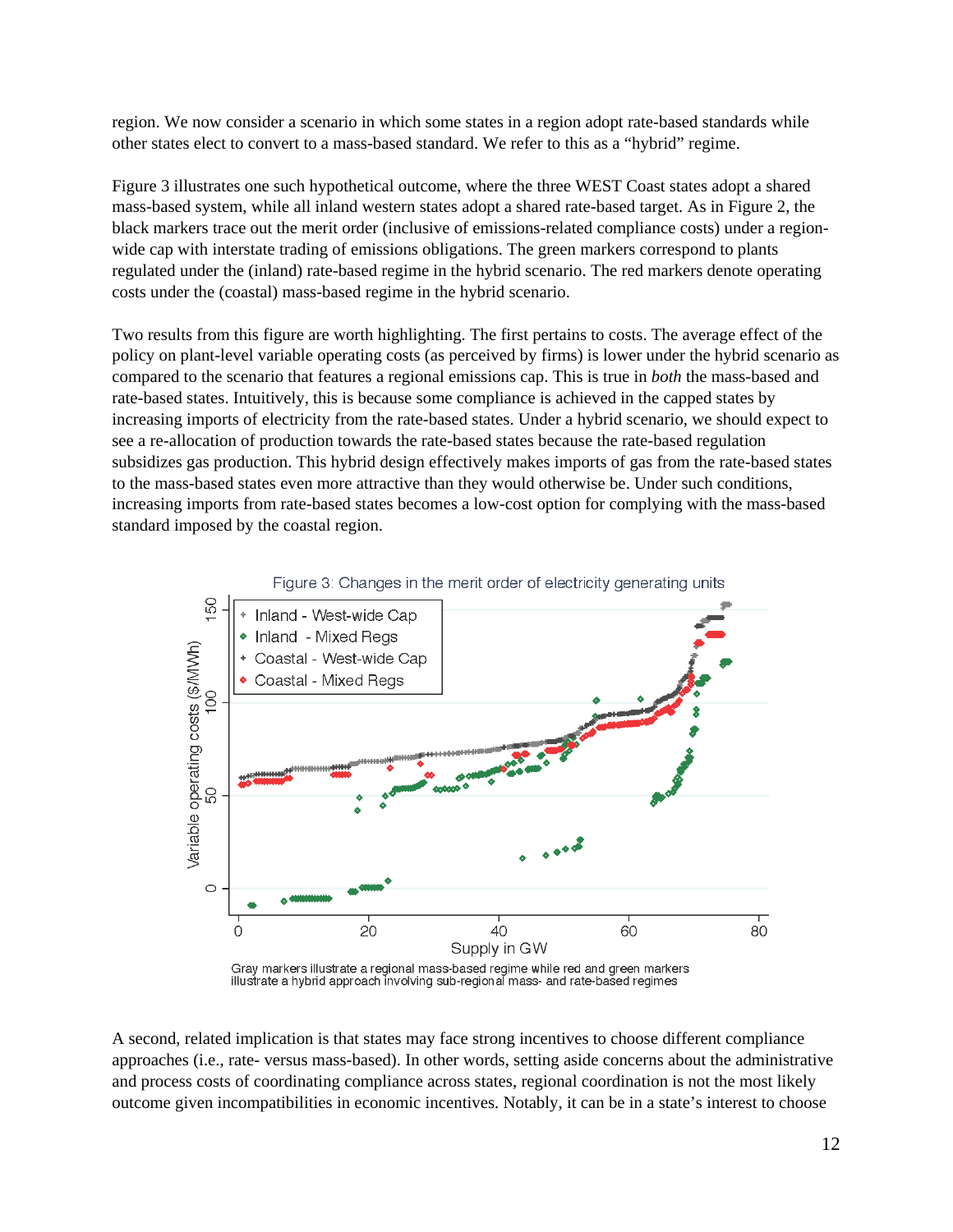region. We now consider a scenario in which some states in a region adopt rate-based standards while other states elect to convert to a mass-based standard. We refer to this as a "hybrid" regime.

Figure 3 illustrates one such hypothetical outcome, where the three WEST Coast states adopt a shared mass-based system, while all inland western states adopt a shared rate-based target. As in Figure 2, the black markers trace out the merit order (inclusive of emissions-related compliance costs) under a region-wide cap with interstate trading of emissions obligations. The green markers correspond to plants regulated under the (inland) rate-based regime in the hybrid scenario. The red markers denote operating costs under the (coastal) mass-based regime in the hybrid scenario.

Two results from this figure are worth highlighting. The first pertains to costs. The average effect of the policy on plant-level variable operating costs (as perceived by firms) is lower under the hybrid scenario as compared to the scenario that features a regional emissions cap. This is true in *both* the mass-based and rate-based states. Intuitively, this is because some compliance is achieved in the capped states by increasing imports of electricity from the rate-based states. Under a hybrid scenario, we should expect to see a re-allocation of production towards the rate-based states because the rate-based regulation subsidizes gas production. This hybrid design effectively makes imports of gas from the rate-based states to the mass-based states even more attractive than they would otherwise be. Under such conditions, increasing imports from rate-based states becomes a low-cost option for complying with the mass-based standard imposed by the coastal region.

Figure 3: Changes in the merit order of electricity generating units

Gray markers illustrate a regional mass-based regime while red and green markers illustrate a hybrid approach involving sub-regional mass- and rate-based regimes

A second, related implication is that states may face strong incentives to choose different compliance approaches (i.e., rate- versus mass-based). In other words, setting aside concerns about the administrative and process costs of coordinating compliance across states, regional coordination is not the most likely outcome given incompatibilities in economic incentives. Notably, it can be in a state's interest to choose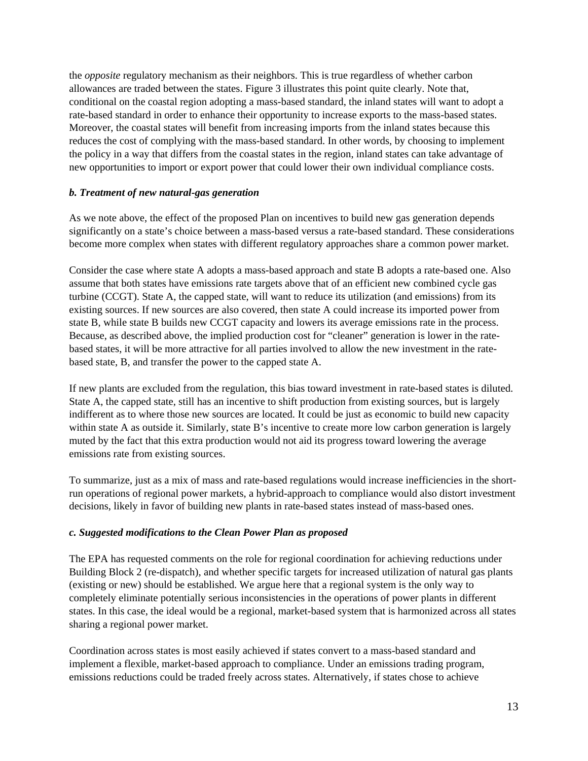the *opposite* regulatory mechanism as their neighbors. This is true regardless of whether carbon allowances are traded between the states. Figure 3 illustrates this point quite clearly. Note that, conditional on the coastal region adopting a mass-based standard, the inland states will want to adopt a rate-based standard in order to enhance their opportunity to increase exports to the mass-based states. Moreover, the coastal states will benefit from increasing imports from the inland states because this reduces the cost of complying with the mass-based standard. In other words, by choosing to implement the policy in a way that differs from the coastal states in the region, inland states can take advantage of new opportunities to import or export power that could lower their own individual compliance costs.

### *b. Treatment of new natural-gas generation*

As we note above, the effect of the proposed Plan on incentives to build new gas generation depends significantly on a state's choice between a mass-based versus a rate-based standard. These considerations become more complex when states with different regulatory approaches share a common power market.

Consider the case where state A adopts a mass-based approach and state B adopts a rate-based one. Also assume that both states have emissions rate targets above that of an efficient new combined cycle gas turbine (CCGT). State A, the capped state, will want to reduce its utilization (and emissions) from its existing sources. If new sources are also covered, then state A could increase its imported power from state B, while state B builds new CCGT capacity and lowers its average emissions rate in the process. Because, as described above, the implied production cost for "cleaner" generation is lower in the rate-based states, it will be more attractive for all parties involved to allow the new investment in the rate-based state, B, and transfer the power to the capped state A.

If new plants are excluded from the regulation, this bias toward investment in rate-based states is diluted. State A, the capped state, still has an incentive to shift production from existing sources, but is largely indifferent as to where those new sources are located. It could be just as economic to build new capacity within state A as outside it. Similarly, state B's incentive to create more low carbon generation is largely muted by the fact that this extra production would not aid its progress toward lowering the average emissions rate from existing sources.

To summarize, just as a mix of mass and rate-based regulations would increase inefficiencies in the short-run operations of regional power markets, a hybrid-approach to compliance would also distort investment decisions, likely in favor of building new plants in rate-based states instead of mass-based ones.

### *c. Suggested modifications to the Clean Power Plan as proposed*

The EPA has requested comments on the role for regional coordination for achieving reductions under Building Block 2 (re-dispatch), and whether specific targets for increased utilization of natural gas plants (existing or new) should be established. We argue here that a regional system is the only way to completely eliminate potentially serious inconsistencies in the operations of power plants in different states. In this case, the ideal would be a regional, market-based system that is harmonized across all states sharing a regional power market.

Coordination across states is most easily achieved if states convert to a mass-based standard and implement a flexible, market-based approach to compliance. Under an emissions trading program, emissions reductions could be traded freely across states. Alternatively, if states chose to achieve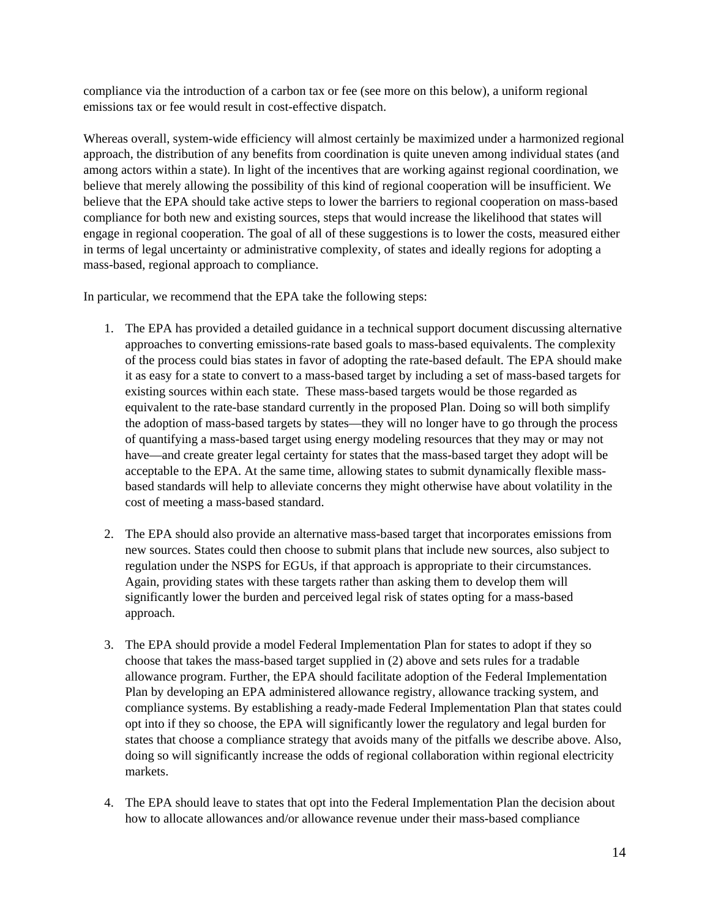compliance via the introduction of a carbon tax or fee (see more on this below), a uniform regional emissions tax or fee would result in cost-effective dispatch.

Whereas overall, system-wide efficiency will almost certainly be maximized under a harmonized regional approach, the distribution of any benefits from coordination is quite uneven among individual states (and among actors within a state). In light of the incentives that are working against regional coordination, we believe that merely allowing the possibility of this kind of regional cooperation will be insufficient. We believe that the EPA should take active steps to lower the barriers to regional cooperation on mass-based compliance for both new and existing sources, steps that would increase the likelihood that states will engage in regional cooperation. The goal of all of these suggestions is to lower the costs, measured either in terms of legal uncertainty or administrative complexity, of states and ideally regions for adopting a mass-based, regional approach to compliance.

In particular, we recommend that the EPA take the following steps:

1. The EPA has provided a detailed guidance in a technical support document discussing alternative approaches to converting emissions-rate based goals to mass-based equivalents. The complexity of the process could bias states in favor of adopting the rate-based default. The EPA should make it as easy for a state to convert to a mass-based target by including a set of mass-based targets for existing sources within each state. These mass-based targets would be those regarded as equivalent to the rate-base standard currently in the proposed Plan. Doing so will both simplify the adoption of mass-based targets by states—they will no longer have to go through the process of quantifying a mass-based target using energy modeling resources that they may or may not have—and create greater legal certainty for states that the mass-based target they adopt will be acceptable to the EPA. At the same time, allowing states to submit dynamically flexible mass-based standards will help to alleviate concerns they might otherwise have about volatility in the cost of meeting a mass-based standard.

2. The EPA should also provide an alternative mass-based target that incorporates emissions from new sources. States could then choose to submit plans that include new sources, also subject to regulation under the NSPS for EGUs, if that approach is appropriate to their circumstances. Again, providing states with these targets rather than asking them to develop them will significantly lower the burden and perceived legal risk of states opting for a mass-based approach.

3. The EPA should provide a model Federal Implementation Plan for states to adopt if they so choose that takes the mass-based target supplied in (2) above and sets rules for a tradable allowance program. Further, the EPA should facilitate adoption of the Federal Implementation Plan by developing an EPA administered allowance registry, allowance tracking system, and compliance systems. By establishing a ready-made Federal Implementation Plan that states could opt into if they so choose, the EPA will significantly lower the regulatory and legal burden for states that choose a compliance strategy that avoids many of the pitfalls we describe above. Also, doing so will significantly increase the odds of regional collaboration within regional electricity markets.

4. The EPA should leave to states that opt into the Federal Implementation Plan the decision about how to allocate allowances and/or allowance revenue under their mass-based compliance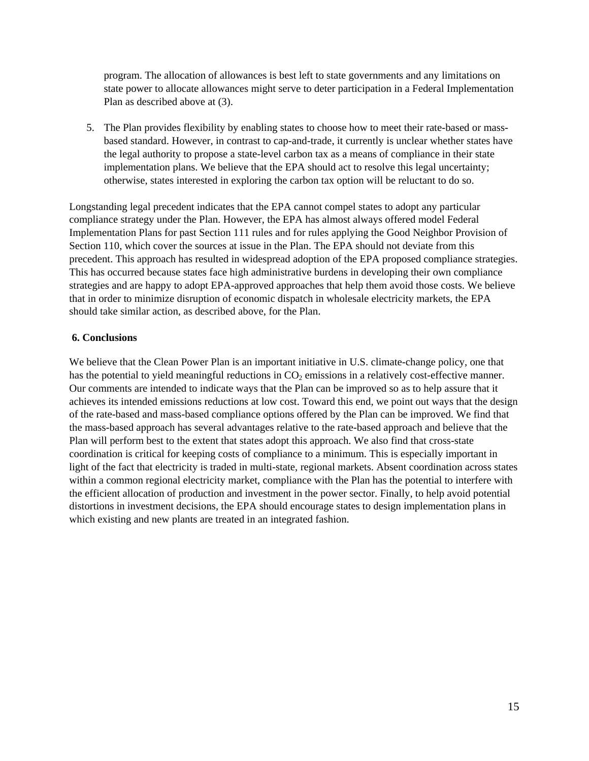program. The allocation of allowances is best left to state governments and any limitations on state power to allocate allowances might serve to deter participation in a Federal Implementation Plan as described above at (3).

5. The Plan provides flexibility by enabling states to choose how to meet their rate-based or mass-based standard. However, in contrast to cap-and-trade, it currently is unclear whether states have the legal authority to propose a state-level carbon tax as a means of compliance in their state implementation plans. We believe that the EPA should act to resolve this legal uncertainty; otherwise, states interested in exploring the carbon tax option will be reluctant to do so.

Longstanding legal precedent indicates that the EPA cannot compel states to adopt any particular compliance strategy under the Plan. However, the EPA has almost always offered model Federal Implementation Plans for past Section 111 rules and for rules applying the Good Neighbor Provision of Section 110, which cover the sources at issue in the Plan. The EPA should not deviate from this precedent. This approach has resulted in widespread adoption of the EPA proposed compliance strategies. This has occurred because states face high administrative burdens in developing their own compliance strategies and are happy to adopt EPA-approved approaches that help them avoid those costs. We believe that in order to minimize disruption of economic dispatch in wholesale electricity markets, the EPA should take similar action, as described above, for the Plan.

## 6. Conclusions

We believe that the Clean Power Plan is an important initiative in U.S. climate-change policy, one that has the potential to yield meaningful reductions in $CO_2$ emissions in a relatively cost-effective manner. Our comments are intended to indicate ways that the Plan can be improved so as to help assure that it achieves its intended emissions reductions at low cost. Toward this end, we point out ways that the design of the rate-based and mass-based compliance options offered by the Plan can be improved. We find that the mass-based approach has several advantages relative to the rate-based approach and believe that the Plan will perform best to the extent that states adopt this approach. We also find that cross-state coordination is critical for keeping costs of compliance to a minimum. This is especially important in light of the fact that electricity is traded in multi-state, regional markets. Absent coordination across states within a common regional electricity market, compliance with the Plan has the potential to interfere with the efficient allocation of production and investment in the power sector. Finally, to help avoid potential distortions in investment decisions, the EPA should encourage states to design implementation plans in which existing and new plants are treated in an integrated fashion.